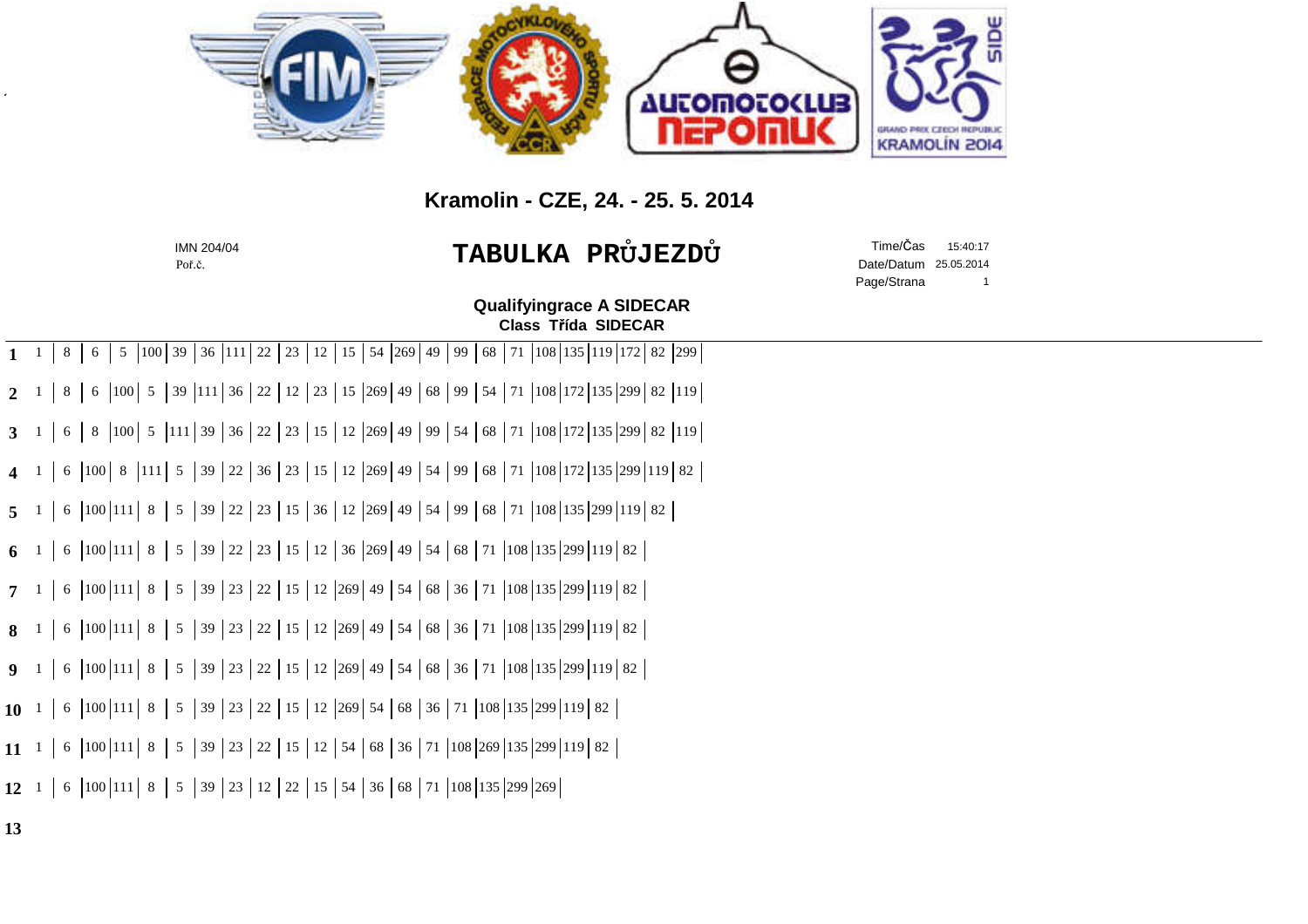## Kramolin - CZE, 24. - 25. 5. 2014

IMN 204/04
Poř.č.

# TABULKA PRŮJEZDŮ

Time/Čas 15:40:17
Date/Datum 25.05.2014

### Qualifyingrace A SIDECAR
**Class Třída SIDECAR**

| Poř.č. | 1 | 2 | 3 | 4 | 5 | 6 | 7 | 8 | 9 | 10 | 11 | 12 | 13 | 14 | 15 | 16 | 17 | 18 | 19 | 20 | 21 | 22 | 23 | 24 | 25 |
|---|---|---|---|---|---|---|---|---|---|---|---|---|---|---|---|---|---|---|---|---|---|---|---|---|---|
| **1** | 1 | 8 | 6 | 5 | 100 | 39 | 36 | 111 | 22 | 23 | 12 | 15 | 54 | 269 | 49 | 99 | 68 | 71 | 108 | 135 | 119 | 172 | 82 | 299 | |
| **2** | 1 | 8 | 6 | 100 | 5 | 39 | 111 | 36 | 22 | 12 | 23 | 15 | 269 | 49 | 68 | 99 | 54 | 71 | 108 | 172 | 135 | 299 | 82 | 119 | |
| **3** | 1 | 6 | 8 | 100 | 5 | 111 | 39 | 36 | 22 | 23 | 15 | 12 | 269 | 49 | 99 | 54 | 68 | 71 | 108 | 172 | 135 | 299 | 82 | 119 | |
| **4** | 1 | 6 | 100 | 8 | 111 | 5 | 39 | 22 | 36 | 23 | 15 | 12 | 269 | 49 | 54 | 99 | 68 | 71 | 108 | 172 | 135 | 299 | 119 | 82 | |
| **5** | 1 | 6 | 100 | 111 | 8 | 5 | 39 | 22 | 23 | 15 | 36 | 12 | 269 | 49 | 54 | 99 | 68 | 71 | 108 | 135 | 299 | 119 | 82 | | |
| **6** | 1 | 6 | 100 | 111 | 8 | 5 | 39 | 22 | 23 | 15 | 12 | 36 | 269 | 49 | 54 | 68 | 71 | 108 | 135 | 299 | 119 | 82 | | | |
| **7** | 1 | 6 | 100 | 111 | 8 | 5 | 39 | 23 | 22 | 15 | 12 | 269 | 49 | 54 | 68 | 36 | 71 | 108 | 135 | 299 | 119 | 82 | | | |
| **8** | 1 | 6 | 100 | 111 | 8 | 5 | 39 | 23 | 22 | 15 | 12 | 269 | 49 | 54 | 68 | 36 | 71 | 108 | 135 | 299 | 119 | 82 | | | |
| **9** | 1 | 6 | 100 | 111 | 8 | 5 | 39 | 23 | 22 | 15 | 12 | 269 | 49 | 54 | 68 | 36 | 71 | 108 | 135 | 299 | 119 | 82 | | | |
| **10** | 1 | 6 | 100 | 111 | 8 | 5 | 39 | 23 | 22 | 15 | 12 | 269 | 54 | 68 | 36 | 71 | 108 | 135 | 299 | 119 | 82 | | | | |
| **11** | 1 | 6 | 100 | 111 | 8 | 5 | 39 | 23 | 22 | 15 | 12 | 54 | 68 | 36 | 71 | 108 | 269 | 135 | 299 | 119 | 82 | | | | |
| **12** | 1 | 6 | 100 | 111 | 8 | 5 | 39 | 23 | 12 | 22 | 15 | 54 | 36 | 68 | 71 | 108 | 135 | 299 | 269 | | | | | | |
| **13** | | | | | | | | | | | | | | | | | | | | | | | | | |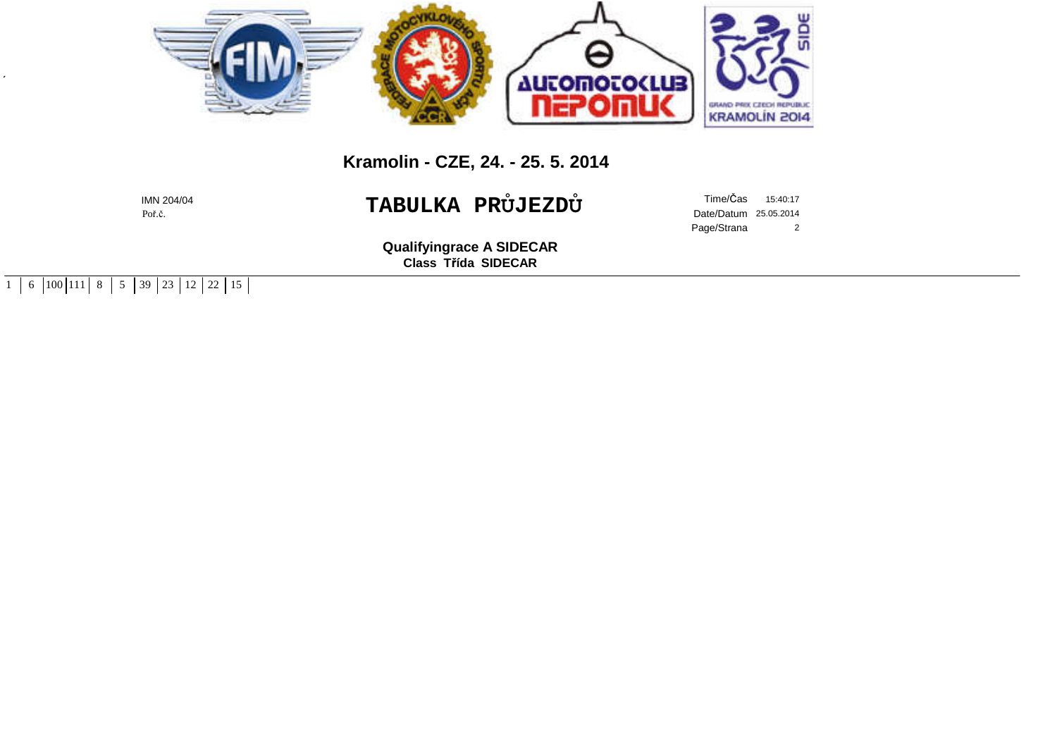## Kramolin - CZE, 24. - 25. 5. 2014

IMN 204/04
Poř.č.

# TABULKA PRŮJEZDŮ

Time/Čas 15:40:17
Date/Datum 25.05.2014
Page/Strana 2

**Qualifyingrace A SIDECAR**
**Class Třída SIDECAR**

| | | | | | | | | | | |
|---|---|---|---|---|---|---|---|---|---|---|
| 1 | 6 | 100 | 111 | 8 | 5 | 39 | 23 | 12 | 22 | 15 |